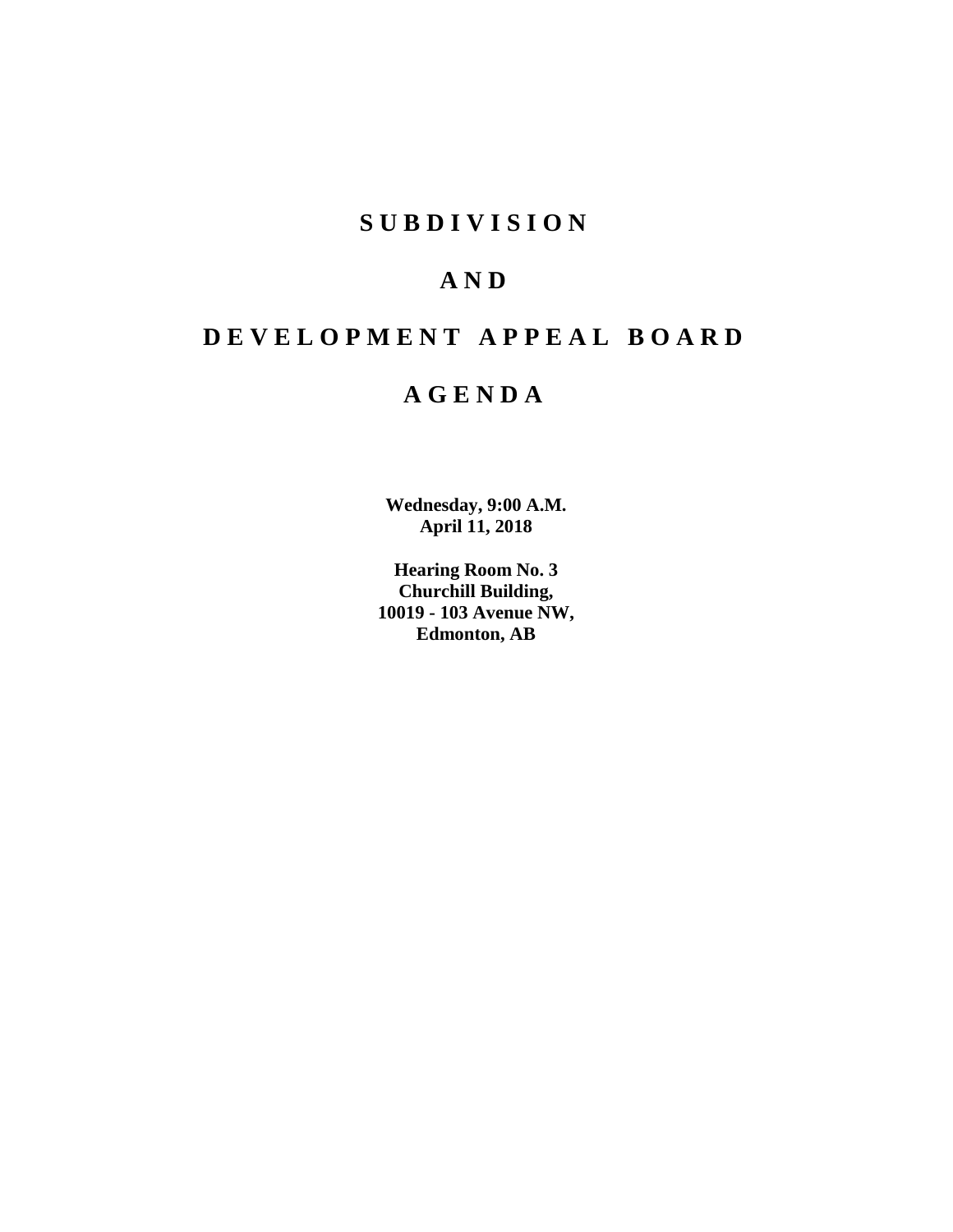# SUBDIVISION

# AND

# DEVELOPMENT APPEAL BOARD

# AGENDA

**Wednesday, 9:00 A.M.**
**April 11, 2018**

**Hearing Room No. 3**
**Churchill Building,**
**10019 - 103 Avenue NW,**
**Edmonton, AB**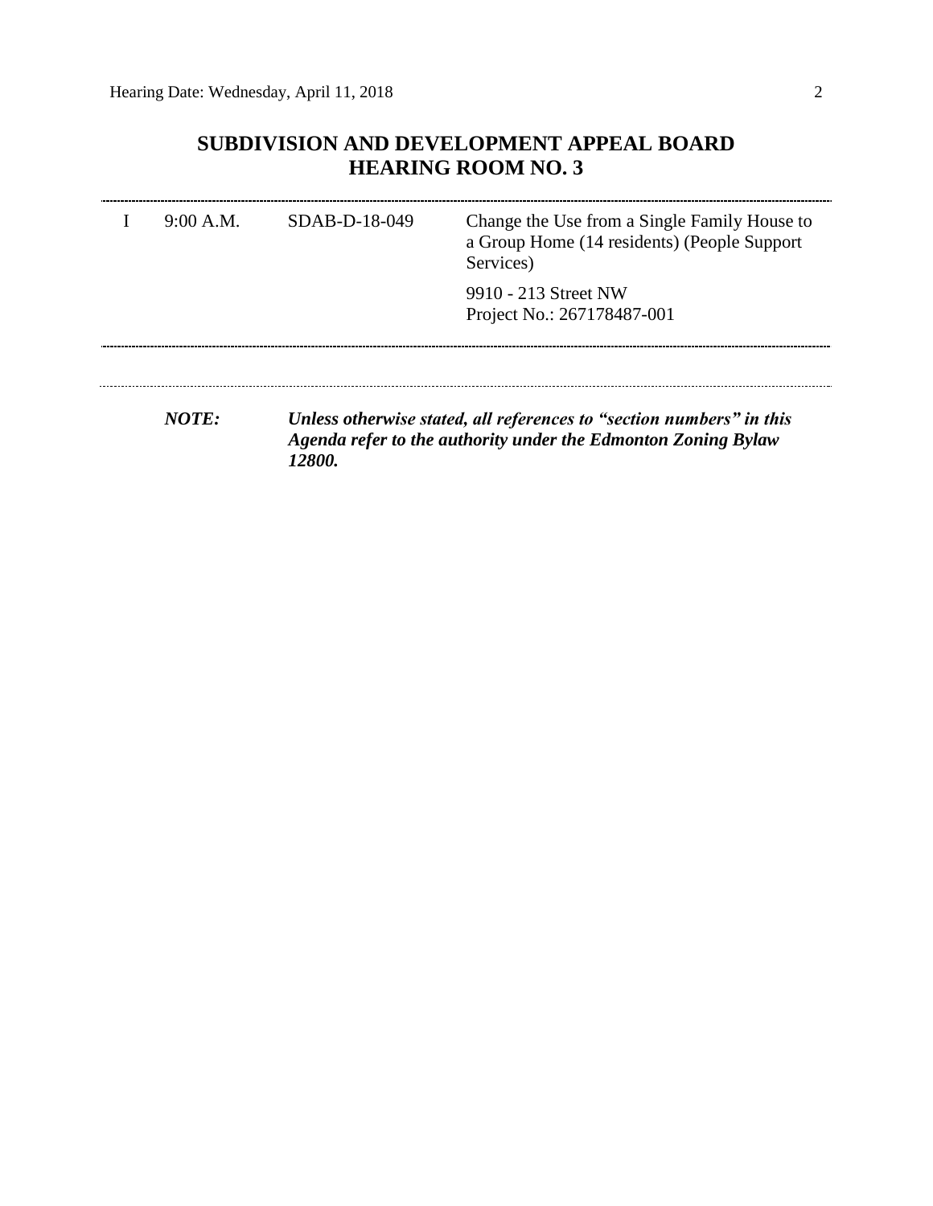## SUBDIVISION AND DEVELOPMENT APPEAL BOARD
## HEARING ROOM NO. 3

| | | | |
|---|---|---|---|
| I | 9:00 A.M. | SDAB-D-18-049 | Change the Use from a Single Family House to a Group Home (14 residents) (People Support Services) |
| | | | 9910 - 213 Street NW<br>Project No.: 267178487-001 |

***NOTE:*** ***Unless otherwise stated, all references to "section numbers" in this Agenda refer to the authority under the Edmonton Zoning Bylaw 12800.***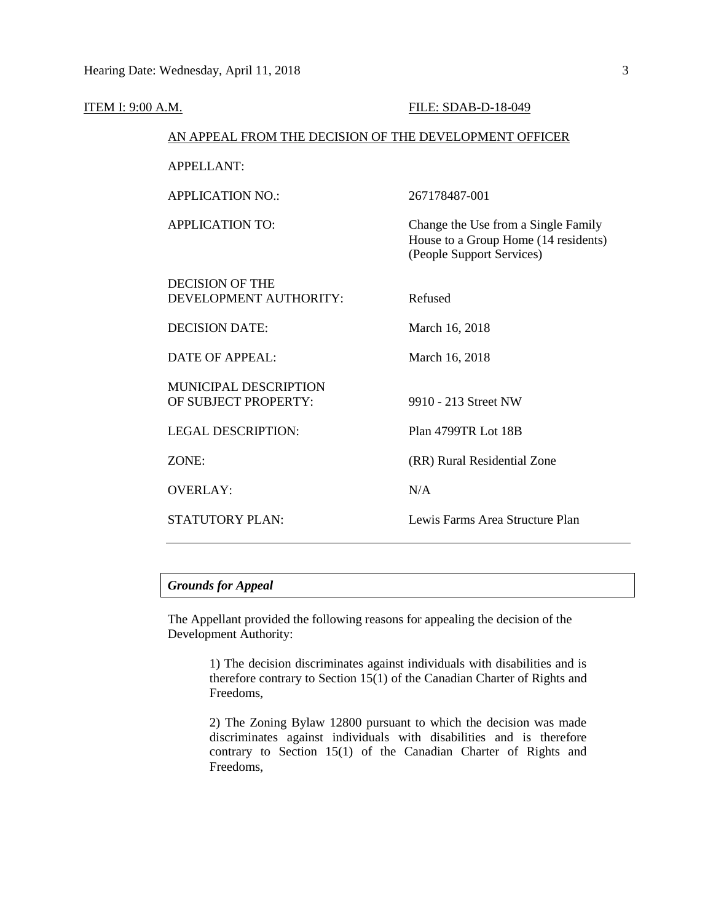ITEM I: 9:00 A.M. FILE: SDAB-D-18-049

AN APPEAL FROM THE DECISION OF THE DEVELOPMENT OFFICER

| | |
|---|---|
| APPELLANT: | |
| APPLICATION NO.: | 267178487-001 |
| APPLICATION TO: | Change the Use from a Single Family House to a Group Home (14 residents) (People Support Services) |
| DECISION OF THE DEVELOPMENT AUTHORITY: | Refused |
| DECISION DATE: | March 16, 2018 |
| DATE OF APPEAL: | March 16, 2018 |
| MUNICIPAL DESCRIPTION OF SUBJECT PROPERTY: | 9910 - 213 Street NW |
| LEGAL DESCRIPTION: | Plan 4799TR Lot 18B |
| ZONE: | (RR) Rural Residential Zone |
| OVERLAY: | N/A |
| STATUTORY PLAN: | Lewis Farms Area Structure Plan |

---

***Grounds for Appeal***

The Appellant provided the following reasons for appealing the decision of the Development Authority:

> 1) The decision discriminates against individuals with disabilities and is therefore contrary to Section 15(1) of the Canadian Charter of Rights and Freedoms,
>
> 2) The Zoning Bylaw 12800 pursuant to which the decision was made discriminates against individuals with disabilities and is therefore contrary to Section 15(1) of the Canadian Charter of Rights and Freedoms,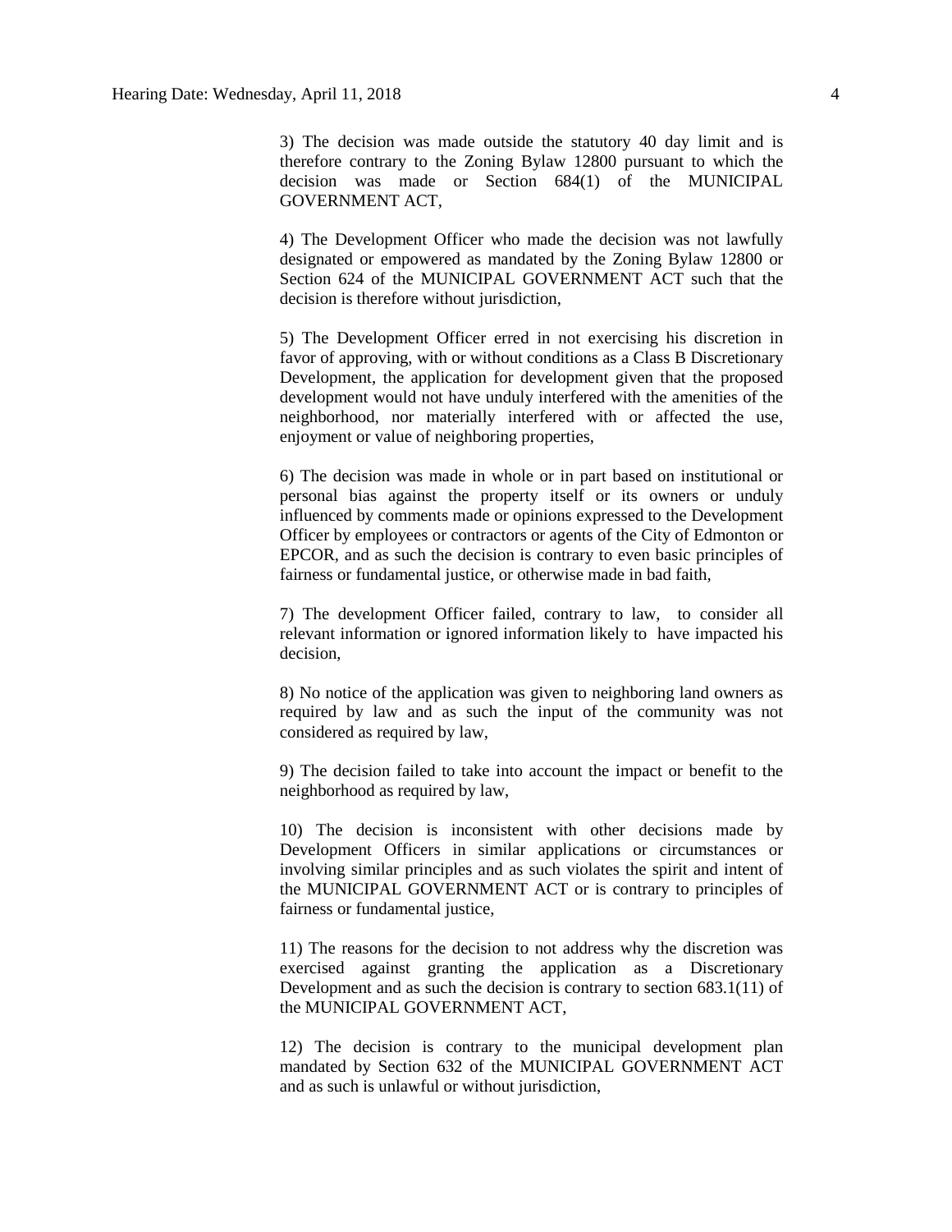3) The decision was made outside the statutory 40 day limit and is therefore contrary to the Zoning Bylaw 12800 pursuant to which the decision was made or Section 684(1) of the MUNICIPAL GOVERNMENT ACT,

4) The Development Officer who made the decision was not lawfully designated or empowered as mandated by the Zoning Bylaw 12800 or Section 624 of the MUNICIPAL GOVERNMENT ACT such that the decision is therefore without jurisdiction,

5) The Development Officer erred in not exercising his discretion in favor of approving, with or without conditions as a Class B Discretionary Development, the application for development given that the proposed development would not have unduly interfered with the amenities of the neighborhood, nor materially interfered with or affected the use, enjoyment or value of neighboring properties,

6) The decision was made in whole or in part based on institutional or personal bias against the property itself or its owners or unduly influenced by comments made or opinions expressed to the Development Officer by employees or contractors or agents of the City of Edmonton or EPCOR, and as such the decision is contrary to even basic principles of fairness or fundamental justice, or otherwise made in bad faith,

7) The development Officer failed, contrary to law, to consider all relevant information or ignored information likely to have impacted his decision,

8) No notice of the application was given to neighboring land owners as required by law and as such the input of the community was not considered as required by law,

9) The decision failed to take into account the impact or benefit to the neighborhood as required by law,

10) The decision is inconsistent with other decisions made by Development Officers in similar applications or circumstances or involving similar principles and as such violates the spirit and intent of the MUNICIPAL GOVERNMENT ACT or is contrary to principles of fairness or fundamental justice,

11) The reasons for the decision to not address why the discretion was exercised against granting the application as a Discretionary Development and as such the decision is contrary to section 683.1(11) of the MUNICIPAL GOVERNMENT ACT,

12) The decision is contrary to the municipal development plan mandated by Section 632 of the MUNICIPAL GOVERNMENT ACT and as such is unlawful or without jurisdiction,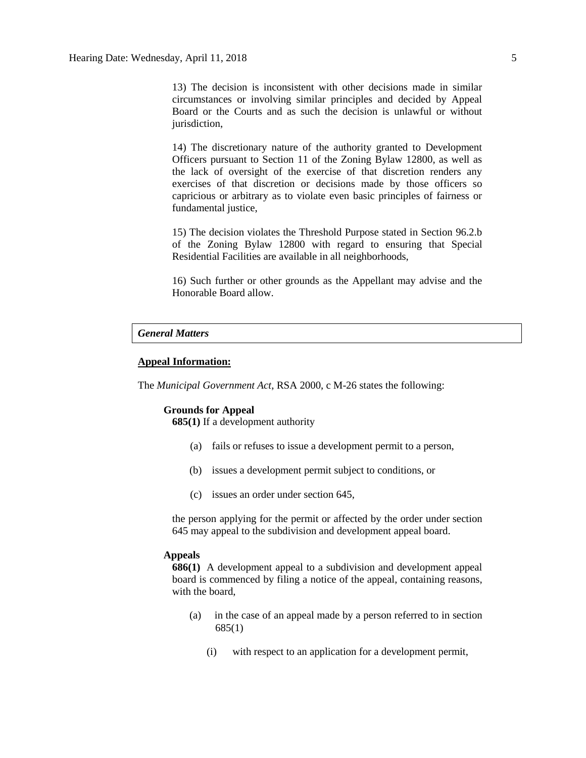13) The decision is inconsistent with other decisions made in similar circumstances or involving similar principles and decided by Appeal Board or the Courts and as such the decision is unlawful or without jurisdiction,

14) The discretionary nature of the authority granted to Development Officers pursuant to Section 11 of the Zoning Bylaw 12800, as well as the lack of oversight of the exercise of that discretion renders any exercises of that discretion or decisions made by those officers so capricious or arbitrary as to violate even basic principles of fairness or fundamental justice,

15) The decision violates the Threshold Purpose stated in Section 96.2.b of the Zoning Bylaw 12800 with regard to ensuring that Special Residential Facilities are available in all neighborhoods,

16) Such further or other grounds as the Appellant may advise and the Honorable Board allow.

### *General Matters*

**Appeal Information:**

The *Municipal Government Act*, RSA 2000, c M-26 states the following:

**Grounds for Appeal**

**685(1)** If a development authority

(a) fails or refuses to issue a development permit to a person,

(b) issues a development permit subject to conditions, or

(c) issues an order under section 645,

the person applying for the permit or affected by the order under section 645 may appeal to the subdivision and development appeal board.

**Appeals**

**686(1)** A development appeal to a subdivision and development appeal board is commenced by filing a notice of the appeal, containing reasons, with the board,

(a) in the case of an appeal made by a person referred to in section 685(1)

(i) with respect to an application for a development permit,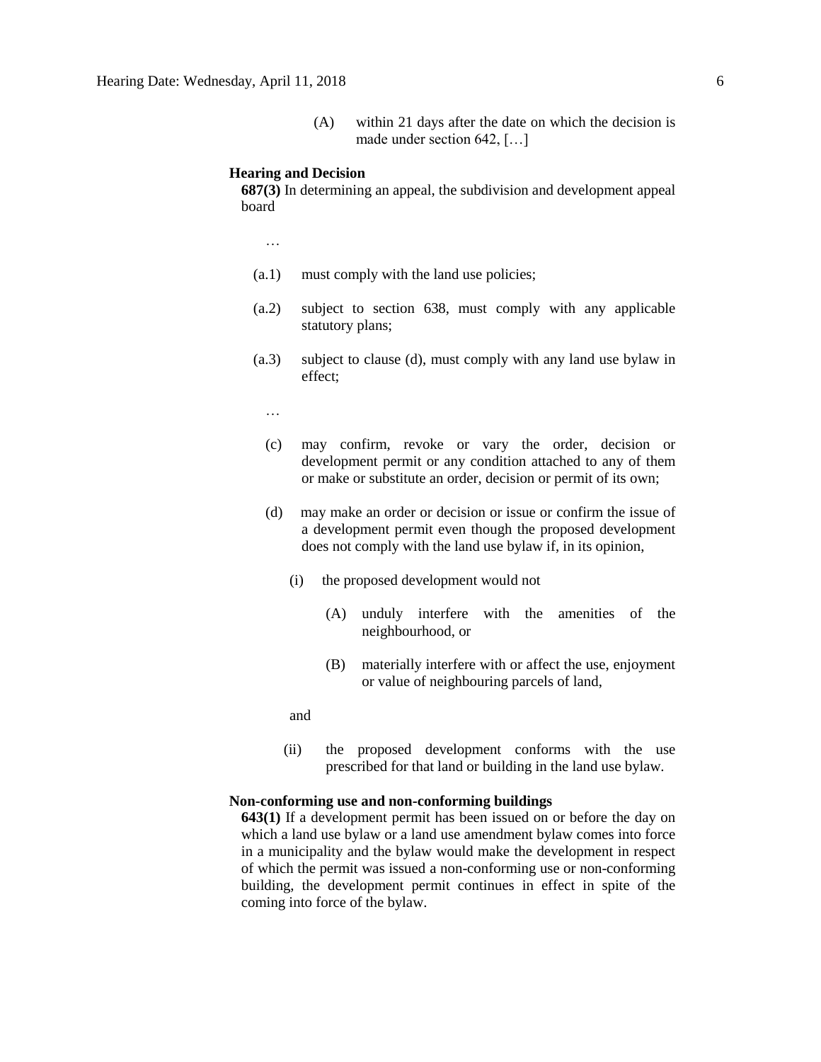(A) within 21 days after the date on which the decision is made under section 642, […]

**Hearing and Decision**

**687(3)** In determining an appeal, the subdivision and development appeal board

…

(a.1) must comply with the land use policies;

(a.2) subject to section 638, must comply with any applicable statutory plans;

(a.3) subject to clause (d), must comply with any land use bylaw in effect;

…

(c) may confirm, revoke or vary the order, decision or development permit or any condition attached to any of them or make or substitute an order, decision or permit of its own;

(d) may make an order or decision or issue or confirm the issue of a development permit even though the proposed development does not comply with the land use bylaw if, in its opinion,

(i) the proposed development would not

(A) unduly interfere with the amenities of the neighbourhood, or

(B) materially interfere with or affect the use, enjoyment or value of neighbouring parcels of land,

and

(ii) the proposed development conforms with the use prescribed for that land or building in the land use bylaw.

**Non-conforming use and non-conforming buildings**

**643(1)** If a development permit has been issued on or before the day on which a land use bylaw or a land use amendment bylaw comes into force in a municipality and the bylaw would make the development in respect of which the permit was issued a non-conforming use or non-conforming building, the development permit continues in effect in spite of the coming into force of the bylaw.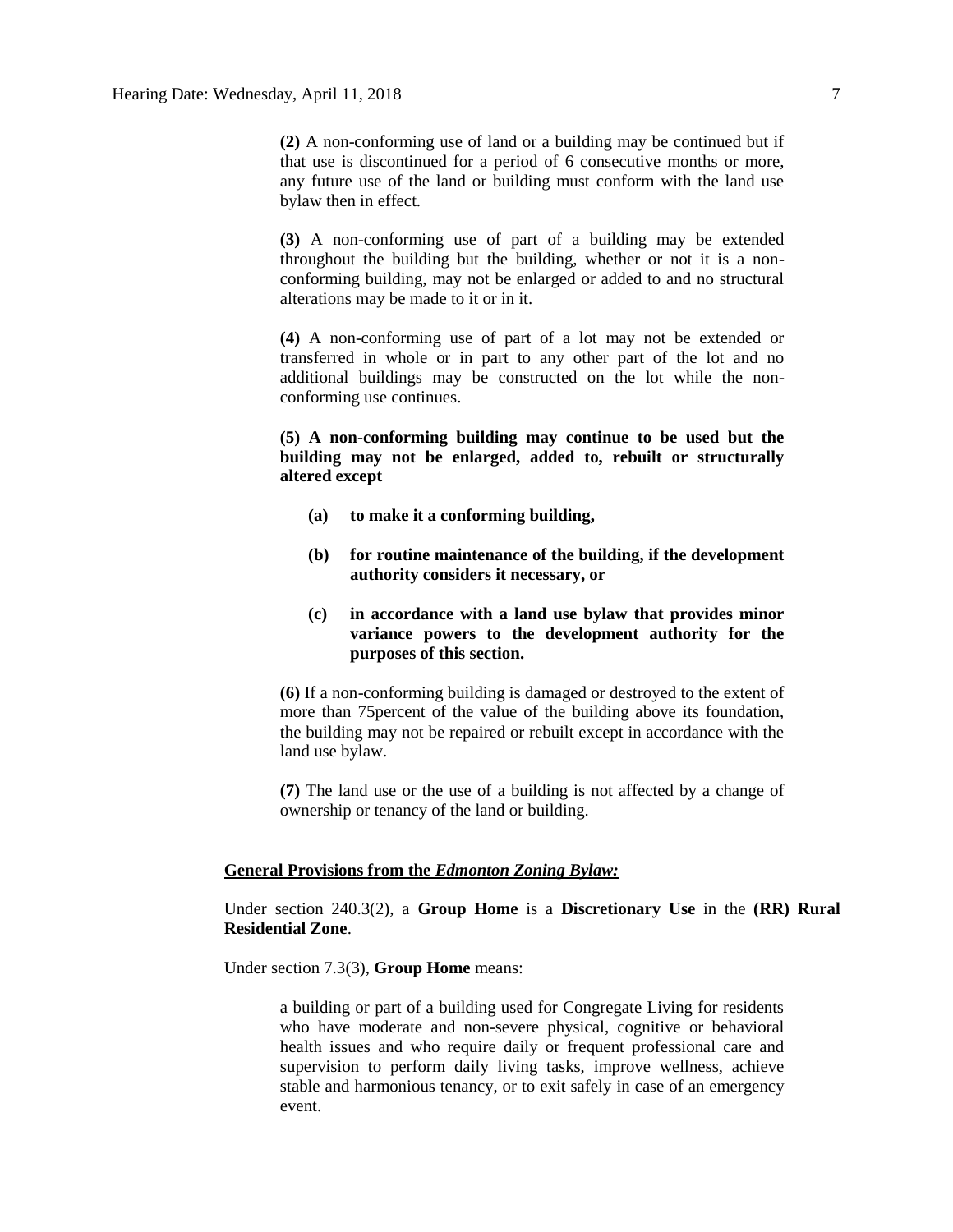**(2)** A non-conforming use of land or a building may be continued but if that use is discontinued for a period of 6 consecutive months or more, any future use of the land or building must conform with the land use bylaw then in effect.

**(3)** A non-conforming use of part of a building may be extended throughout the building but the building, whether or not it is a non-conforming building, may not be enlarged or added to and no structural alterations may be made to it or in it.

**(4)** A non-conforming use of part of a lot may not be extended or transferred in whole or in part to any other part of the lot and no additional buildings may be constructed on the lot while the non-conforming use continues.

**(5) A non-conforming building may continue to be used but the building may not be enlarged, added to, rebuilt or structurally altered except**

> **(a) to make it a conforming building,**
>
> **(b) for routine maintenance of the building, if the development authority considers it necessary, or**
>
> **(c) in accordance with a land use bylaw that provides minor variance powers to the development authority for the purposes of this section.**

**(6)** If a non-conforming building is damaged or destroyed to the extent of more than 75percent of the value of the building above its foundation, the building may not be repaired or rebuilt except in accordance with the land use bylaw.

**(7)** The land use or the use of a building is not affected by a change of ownership or tenancy of the land or building.

**General Provisions from the *Edmonton Zoning Bylaw:***

Under section 240.3(2), a **Group Home** is a **Discretionary Use** in the **(RR) Rural Residential Zone**.

Under section 7.3(3), **Group Home** means:

> a building or part of a building used for Congregate Living for residents who have moderate and non-severe physical, cognitive or behavioral health issues and who require daily or frequent professional care and supervision to perform daily living tasks, improve wellness, achieve stable and harmonious tenancy, or to exit safely in case of an emergency event.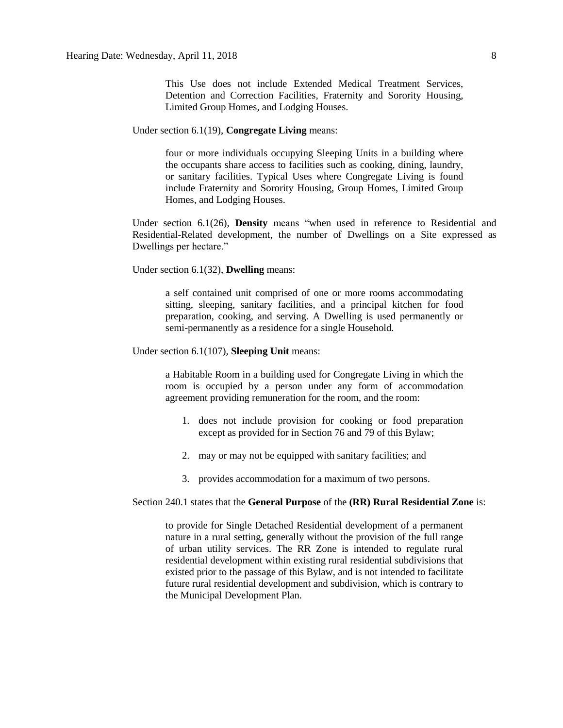> This Use does not include Extended Medical Treatment Services, Detention and Correction Facilities, Fraternity and Sorority Housing, Limited Group Homes, and Lodging Houses.

Under section 6.1(19), **Congregate Living** means:

> four or more individuals occupying Sleeping Units in a building where the occupants share access to facilities such as cooking, dining, laundry, or sanitary facilities. Typical Uses where Congregate Living is found include Fraternity and Sorority Housing, Group Homes, Limited Group Homes, and Lodging Houses.

Under section 6.1(26), **Density** means "when used in reference to Residential and Residential-Related development, the number of Dwellings on a Site expressed as Dwellings per hectare."

Under section 6.1(32), **Dwelling** means:

> a self contained unit comprised of one or more rooms accommodating sitting, sleeping, sanitary facilities, and a principal kitchen for food preparation, cooking, and serving. A Dwelling is used permanently or semi-permanently as a residence for a single Household.

Under section 6.1(107), **Sleeping Unit** means:

> a Habitable Room in a building used for Congregate Living in which the room is occupied by a person under any form of accommodation agreement providing remuneration for the room, and the room:
>
> 1. does not include provision for cooking or food preparation except as provided for in Section 76 and 79 of this Bylaw;
> 2. may or may not be equipped with sanitary facilities; and
> 3. provides accommodation for a maximum of two persons.

Section 240.1 states that the **General Purpose** of the **(RR) Rural Residential Zone** is:

> to provide for Single Detached Residential development of a permanent nature in a rural setting, generally without the provision of the full range of urban utility services. The RR Zone is intended to regulate rural residential development within existing rural residential subdivisions that existed prior to the passage of this Bylaw, and is not intended to facilitate future rural residential development and subdivision, which is contrary to the Municipal Development Plan.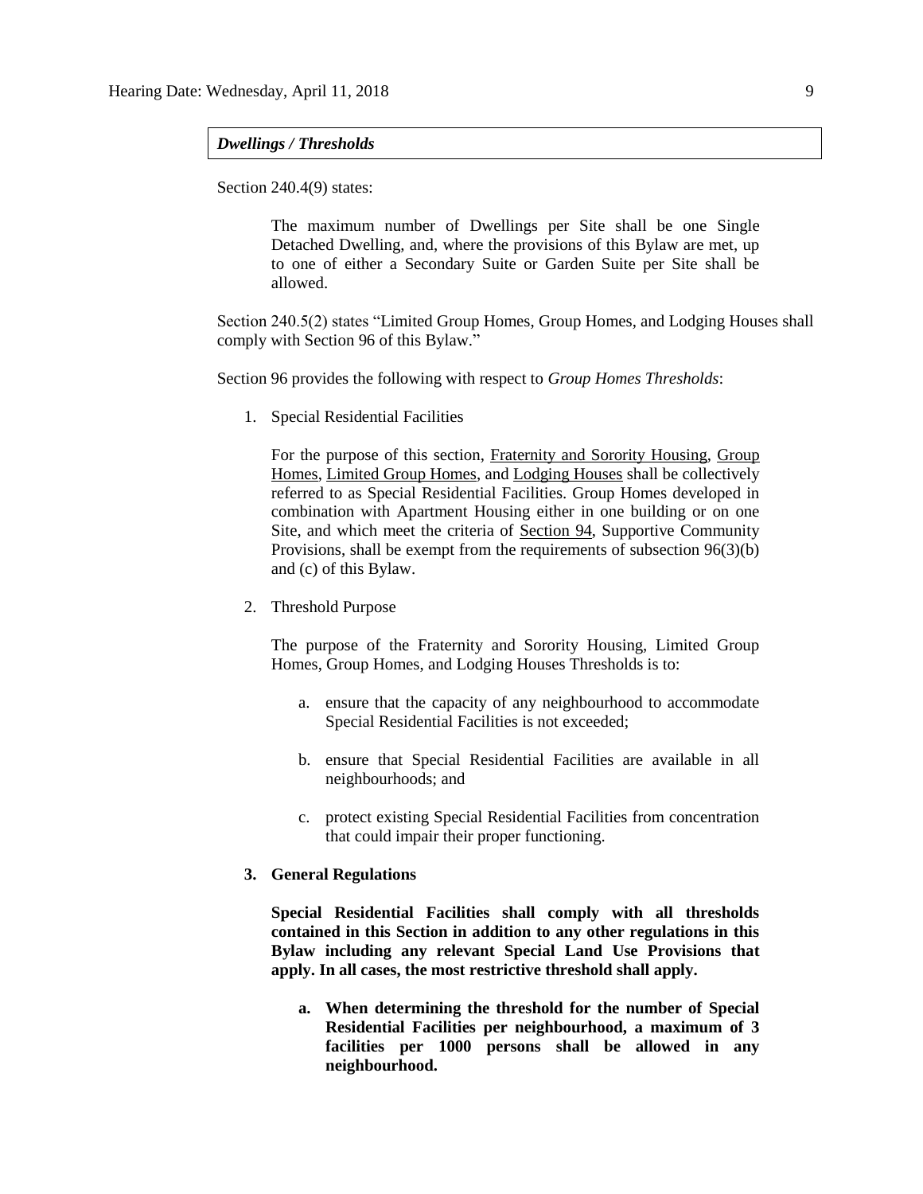***Dwellings / Thresholds***

Section 240.4(9) states:

> The maximum number of Dwellings per Site shall be one Single Detached Dwelling, and, where the provisions of this Bylaw are met, up to one of either a Secondary Suite or Garden Suite per Site shall be allowed.

Section 240.5(2) states "Limited Group Homes, Group Homes, and Lodging Houses shall comply with Section 96 of this Bylaw."

Section 96 provides the following with respect to *Group Homes Thresholds*:

1. Special Residential Facilities

   For the purpose of this section, Fraternity and Sorority Housing, Group Homes, Limited Group Homes, and Lodging Houses shall be collectively referred to as Special Residential Facilities. Group Homes developed in combination with Apartment Housing either in one building or on one Site, and which meet the criteria of Section 94, Supportive Community Provisions, shall be exempt from the requirements of subsection 96(3)(b) and (c) of this Bylaw.

2. Threshold Purpose

   The purpose of the Fraternity and Sorority Housing, Limited Group Homes, Group Homes, and Lodging Houses Thresholds is to:

   a. ensure that the capacity of any neighbourhood to accommodate Special Residential Facilities is not exceeded;

   b. ensure that Special Residential Facilities are available in all neighbourhoods; and

   c. protect existing Special Residential Facilities from concentration that could impair their proper functioning.

3. **General Regulations**

   **Special Residential Facilities shall comply with all thresholds contained in this Section in addition to any other regulations in this Bylaw including any relevant Special Land Use Provisions that apply. In all cases, the most restrictive threshold shall apply.**

   a. **When determining the threshold for the number of Special Residential Facilities per neighbourhood, a maximum of 3 facilities per 1000 persons shall be allowed in any neighbourhood.**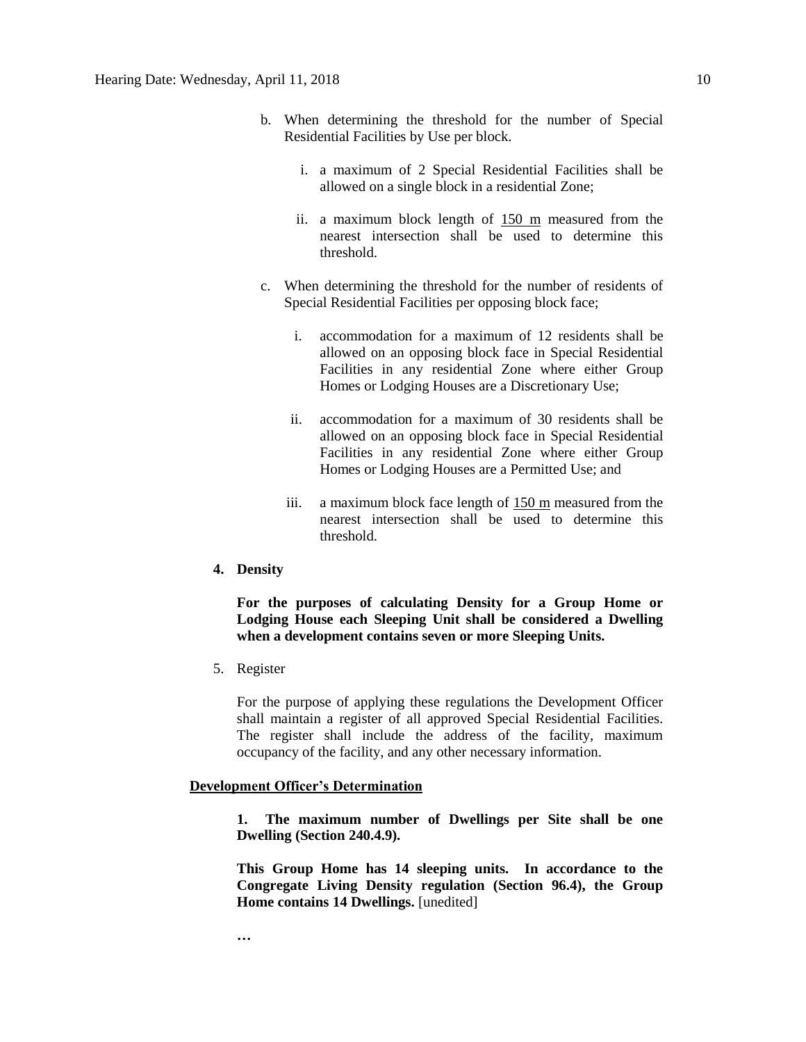b. When determining the threshold for the number of Special Residential Facilities by Use per block.

   i. a maximum of 2 Special Residential Facilities shall be allowed on a single block in a residential Zone;

   ii. a maximum block length of 150 m measured from the nearest intersection shall be used to determine this threshold.

c. When determining the threshold for the number of residents of Special Residential Facilities per opposing block face;

   i. accommodation for a maximum of 12 residents shall be allowed on an opposing block face in Special Residential Facilities in any residential Zone where either Group Homes or Lodging Houses are a Discretionary Use;

   ii. accommodation for a maximum of 30 residents shall be allowed on an opposing block face in Special Residential Facilities in any residential Zone where either Group Homes or Lodging Houses are a Permitted Use; and

   iii. a maximum block face length of 150 m measured from the nearest intersection shall be used to determine this threshold.

**4. Density**

**For the purposes of calculating Density for a Group Home or Lodging House each Sleeping Unit shall be considered a Dwelling when a development contains seven or more Sleeping Units.**

5. Register

For the purpose of applying these regulations the Development Officer shall maintain a register of all approved Special Residential Facilities. The register shall include the address of the facility, maximum occupancy of the facility, and any other necessary information.

**Development Officer's Determination**

**1. The maximum number of Dwellings per Site shall be one Dwelling (Section 240.4.9).**

**This Group Home has 14 sleeping units. In accordance to the Congregate Living Density regulation (Section 96.4), the Group Home contains 14 Dwellings.** [unedited]

**…**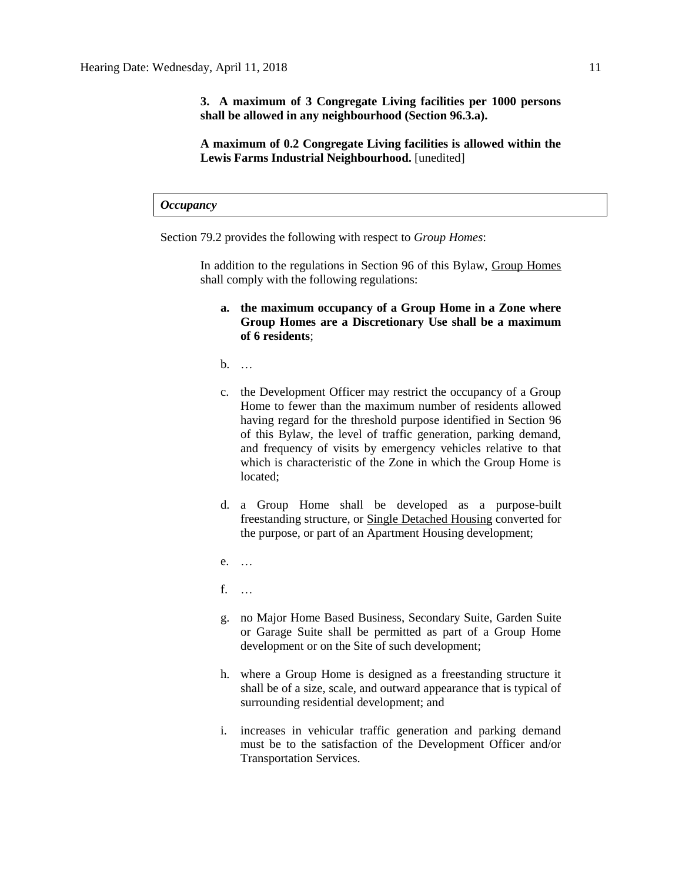**3. A maximum of 3 Congregate Living facilities per 1000 persons shall be allowed in any neighbourhood (Section 96.3.a).**

**A maximum of 0.2 Congregate Living facilities is allowed within the Lewis Farms Industrial Neighbourhood.** [unedited]

| *Occupancy* |
|---|

Section 79.2 provides the following with respect to *Group Homes*:

In addition to the regulations in Section 96 of this Bylaw, Group Homes shall comply with the following regulations:

a. **the maximum occupancy of a Group Home in a Zone where Group Homes are a Discretionary Use shall be a maximum of 6 residents**;

b. …

c. the Development Officer may restrict the occupancy of a Group Home to fewer than the maximum number of residents allowed having regard for the threshold purpose identified in Section 96 of this Bylaw, the level of traffic generation, parking demand, and frequency of visits by emergency vehicles relative to that which is characteristic of the Zone in which the Group Home is located;

d. a Group Home shall be developed as a purpose-built freestanding structure, or Single Detached Housing converted for the purpose, or part of an Apartment Housing development;

e. …

f. …

g. no Major Home Based Business, Secondary Suite, Garden Suite or Garage Suite shall be permitted as part of a Group Home development or on the Site of such development;

h. where a Group Home is designed as a freestanding structure it shall be of a size, scale, and outward appearance that is typical of surrounding residential development; and

i. increases in vehicular traffic generation and parking demand must be to the satisfaction of the Development Officer and/or Transportation Services.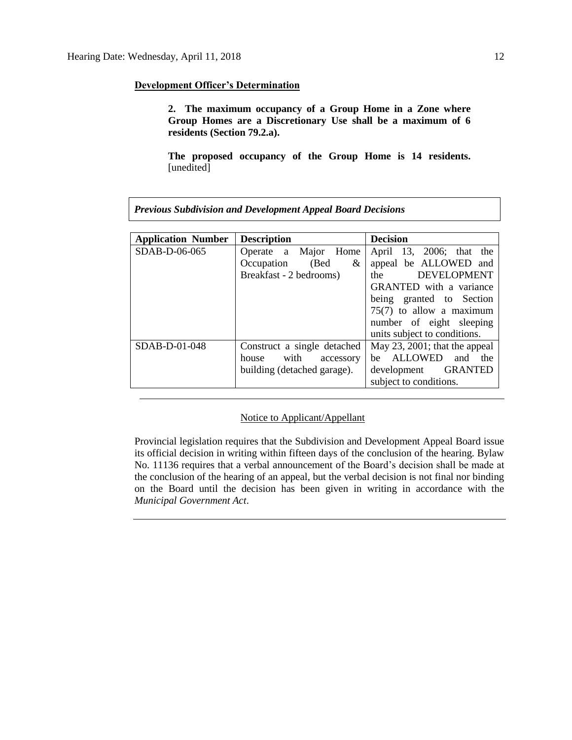**Development Officer's Determination**

> **2. The maximum occupancy of a Group Home in a Zone where Group Homes are a Discretionary Use shall be a maximum of 6 residents (Section 79.2.a).**
>
> **The proposed occupancy of the Group Home is 14 residents.** [unedited]

***Previous Subdivision and Development Appeal Board Decisions***

| Application Number | Description | Decision |
|---|---|---|
| SDAB-D-06-065 | Operate a Major Home Occupation (Bed & Breakfast - 2 bedrooms) | April 13, 2006; that the appeal be ALLOWED and the DEVELOPMENT GRANTED with a variance being granted to Section 75(7) to allow a maximum number of eight sleeping units subject to conditions. |
| SDAB-D-01-048 | Construct a single detached house with accessory building (detached garage). | May 23, 2001; that the appeal be ALLOWED and the development GRANTED subject to conditions. |

---

Notice to Applicant/Appellant

Provincial legislation requires that the Subdivision and Development Appeal Board issue its official decision in writing within fifteen days of the conclusion of the hearing. Bylaw No. 11136 requires that a verbal announcement of the Board's decision shall be made at the conclusion of the hearing of an appeal, but the verbal decision is not final nor binding on the Board until the decision has been given in writing in accordance with the *Municipal Government Act*.

---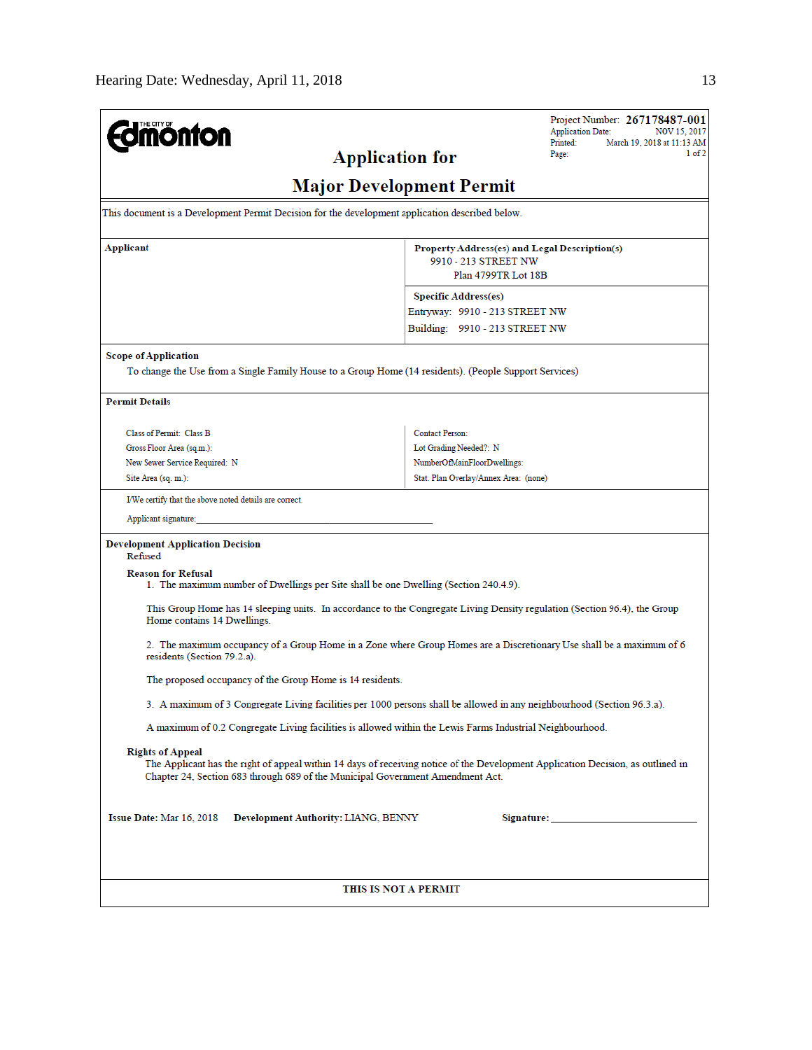THE CITY OF Edmonton

# Application for Major Development Permit

Project Number: **267178487-001**
Application Date: NOV 15, 2017
Printed: March 19, 2018 at 11:13 AM
Page: 1 of 2

This document is a Development Permit Decision for the development application described below.

| Applicant | Property Address(es) and Legal Description(s) |
|---|---|
| | 9910 - 213 STREET NW<br>Plan 4799TR Lot 18B |
| | **Specific Address(es)**<br>Entryway: 9910 - 213 STREET NW<br>Building: 9910 - 213 STREET NW |

**Scope of Application**

To change the Use from a Single Family House to a Group Home (14 residents). (People Support Services)

**Permit Details**

| | |
|---|---|
| Class of Permit: Class B | Contact Person: |
| Gross Floor Area (sq.m.): | Lot Grading Needed?: N |
| New Sewer Service Required: N | NumberOfMainFloorDwellings: |
| Site Area (sq. m.): | Stat. Plan Overlay/Annex Area: (none) |

I/We certify that the above noted details are correct.

Applicant signature:_______________________________________________

**Development Application Decision**

Refused

**Reason for Refusal**

1. The maximum number of Dwellings per Site shall be one Dwelling (Section 240.4.9).

This Group Home has 14 sleeping units. In accordance to the Congregate Living Density regulation (Section 96.4), the Group Home contains 14 Dwellings.

2. The maximum occupancy of a Group Home in a Zone where Group Homes are a Discretionary Use shall be a maximum of 6 residents (Section 79.2.a).

The proposed occupancy of the Group Home is 14 residents.

3. A maximum of 3 Congregate Living facilities per 1000 persons shall be allowed in any neighbourhood (Section 96.3.a).

A maximum of 0.2 Congregate Living facilities is allowed within the Lewis Farms Industrial Neighbourhood.

**Rights of Appeal**

The Applicant has the right of appeal within 14 days of receiving notice of the Development Application Decision, as outlined in Chapter 24, Section 683 through 689 of the Municipal Government Amendment Act.

**Issue Date:** Mar 16, 2018 **Development Authority:** LIANG, BENNY **Signature:**___________________________

**THIS IS NOT A PERMIT**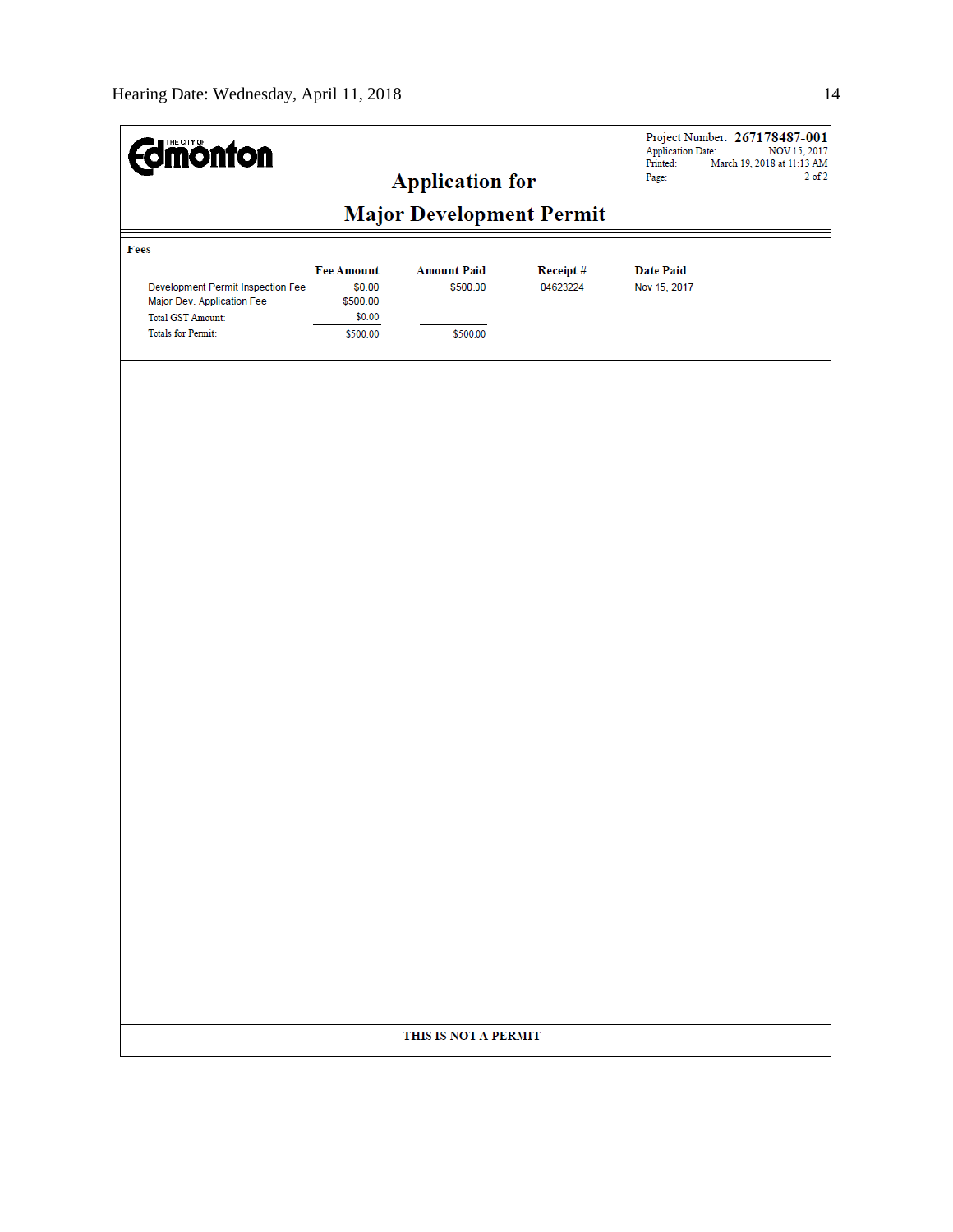THE CITY OF Edmonton

# Application for Major Development Permit

Project Number: **267178487-001**
Application Date: NOV 15, 2017
Printed: March 19, 2018 at 11:13 AM
Page: 2 of 2

**Fees**

| | Fee Amount | Amount Paid | Receipt # | Date Paid |
|---|---|---|---|---|
| Development Permit Inspection Fee | $0.00 | $500.00 | 04623224 | Nov 15, 2017 |
| Major Dev. Application Fee | $500.00 | | | |
| Total GST Amount: | $0.00 | | | |
| Totals for Permit: | $500.00 | $500.00 | | |

**THIS IS NOT A PERMIT**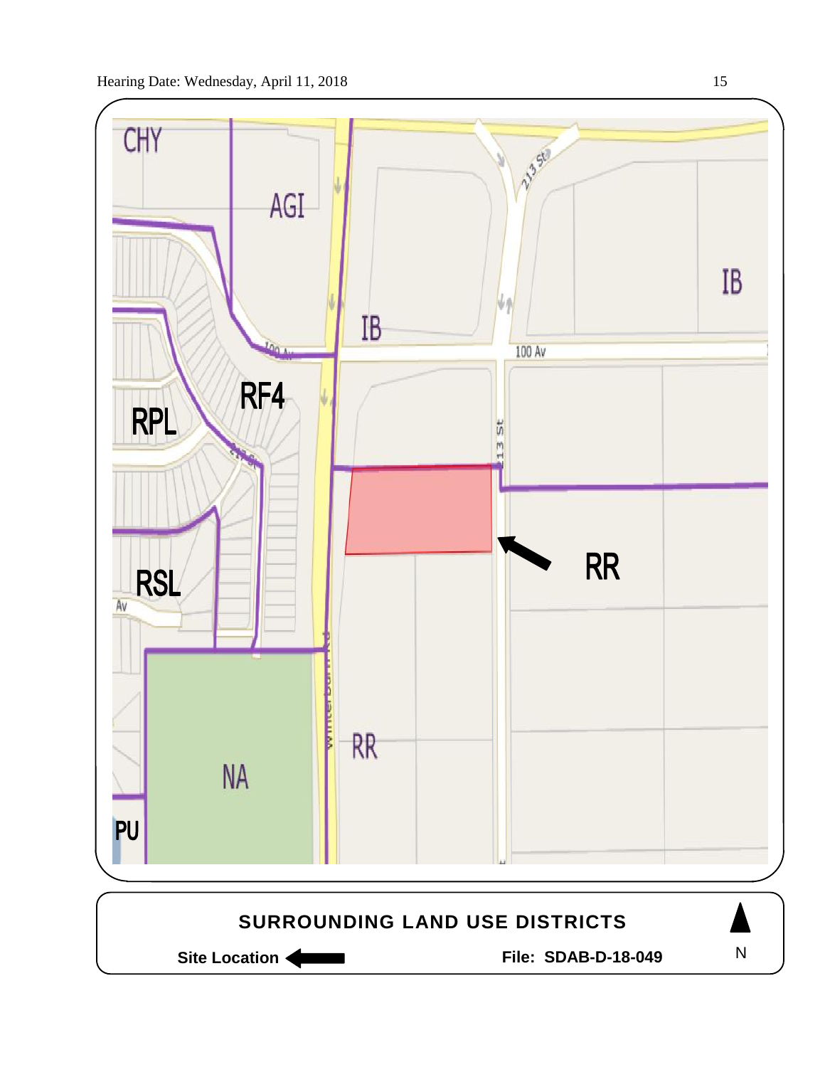CHY

AGI

IB

IB

100 Av

100 Av

RF4

RPL

213 St

213 St

217 St

RR

RSL

Av

Winterburn Rd

RR

NA

PU

**SURROUNDING LAND USE DISTRICTS**

**Site Location**

**File: SDAB-D-18-049**

N